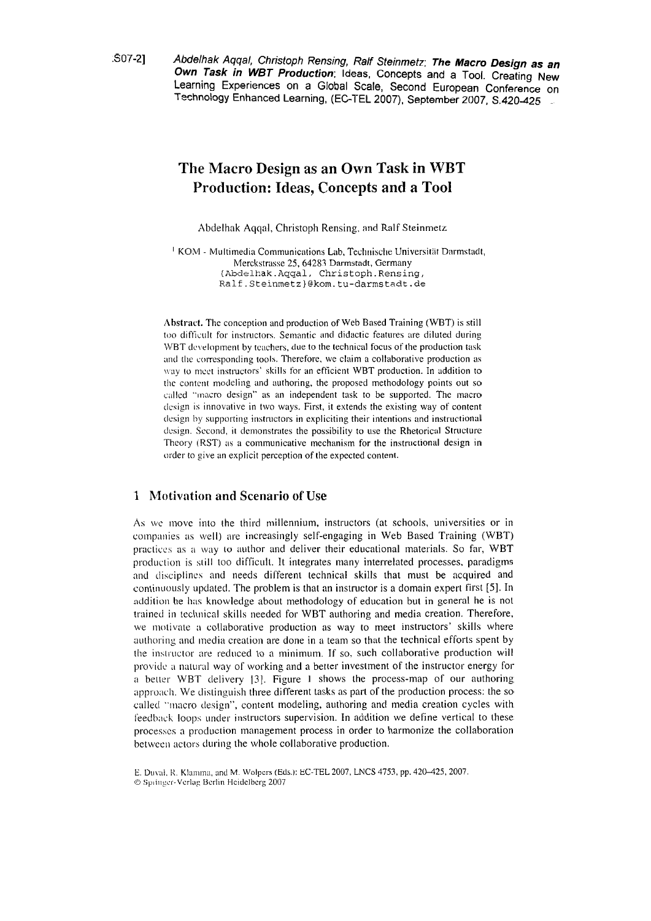S07-2] *Abdelhak Aqqal, Christoph Rensing, Ralf Steinmetz*; ***The Macro Design as an Own Task in WBT Production***; *Ideas, Concepts and a Tool. Creating New Learning Experiences on a Global Scale, Second European Conference on Technology Enhanced Learning, (EC-TEL 2007), September 2007, S.420-425*

# The Macro Design as an Own Task in WBT Production: Ideas, Concepts and a Tool

Abdelhak Aqqal, Christoph Rensing, and Ralf Steinmetz

[1] KOM - Multimedia Communications Lab, Technische Universität Darmstadt, Merckstrasse 25, 64283 Darmstadt, Germany
{Abdelhak.Aqqal, Christoph.Rensing, Ralf.Steinmetz}@kom.tu-darmstadt.de

**Abstract.** The conception and production of Web Based Training (WBT) is still too difficult for instructors. Semantic and didactic features are diluted during WBT development by teachers, due to the technical focus of the production task and the corresponding tools. Therefore, we claim a collaborative production as way to meet instructors' skills for an efficient WBT production. In addition to the content modeling and authoring, the proposed methodology points out so called "macro design" as an independent task to be supported. The macro design is innovative in two ways. First, it extends the existing way of content design by supporting instructors in expliciting their intentions and instructional design. Second, it demonstrates the possibility to use the Rhetorical Structure Theory (RST) as a communicative mechanism for the instructional design in order to give an explicit perception of the expected content.

## 1 Motivation and Scenario of Use

As we move into the third millennium, instructors (at schools, universities or in companies as well) are increasingly self-engaging in Web Based Training (WBT) practices as a way to author and deliver their educational materials. So far, WBT production is still too difficult. It integrates many interrelated processes, paradigms and disciplines and needs different technical skills that must be acquired and continuously updated. The problem is that an instructor is a domain expert first [5]. In addition he has knowledge about methodology of education but in general he is not trained in technical skills needed for WBT authoring and media creation. Therefore, we motivate a collaborative production as way to meet instructors' skills where authoring and media creation are done in a team so that the technical efforts spent by the instructor are reduced to a minimum. If so, such collaborative production will provide a natural way of working and a better investment of the instructor energy for a better WBT delivery [3]. Figure 1 shows the process-map of our authoring approach. We distinguish three different tasks as part of the production process: the so called "macro design", content modeling, authoring and media creation cycles with feedback loops under instructors supervision. In addition we define vertical to these processes a production management process in order to harmonize the collaboration between actors during the whole collaborative production.

E. Duval, R. Klamma, and M. Wolpers (Eds.): EC-TEL 2007, LNCS 4753, pp. 420–425, 2007.
© Springer-Verlag Berlin Heidelberg 2007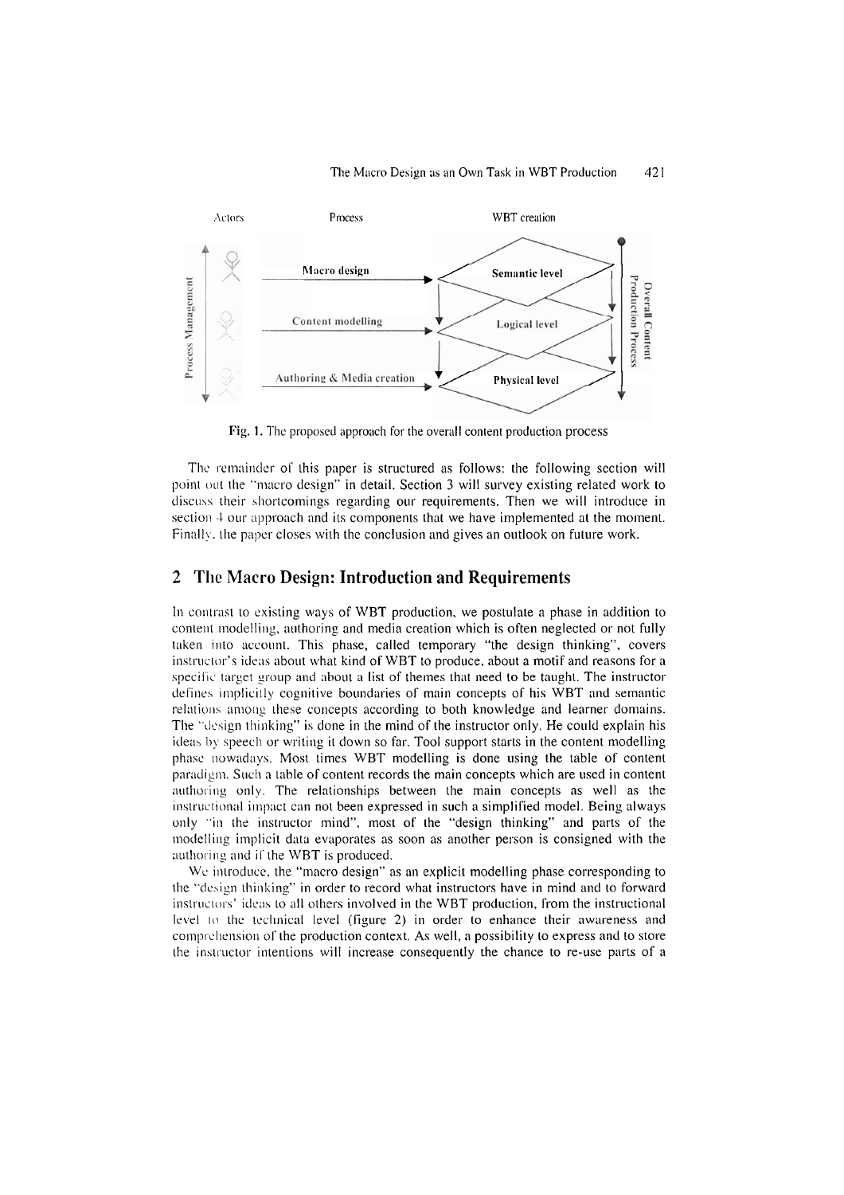Fig. 1. The proposed approach for the overall content production process

The remainder of this paper is structured as follows: the following section will point out the "macro design" in detail. Section 3 will survey existing related work to discuss their shortcomings regarding our requirements. Then we will introduce in section 4 our approach and its components that we have implemented at the moment. Finally, the paper closes with the conclusion and gives an outlook on future work.

## 2 The Macro Design: Introduction and Requirements

In contrast to existing ways of WBT production, we postulate a phase in addition to content modelling, authoring and media creation which is often neglected or not fully taken into account. This phase, called temporary "the design thinking", covers instructor's ideas about what kind of WBT to produce, about a motif and reasons for a specific target group and about a list of themes that need to be taught. The instructor defines implicitly cognitive boundaries of main concepts of his WBT and semantic relations among these concepts according to both knowledge and learner domains. The "design thinking" is done in the mind of the instructor only. He could explain his ideas by speech or writing it down so far. Tool support starts in the content modelling phase nowadays. Most times WBT modelling is done using the table of content paradigm. Such a table of content records the main concepts which are used in content authoring only. The relationships between the main concepts as well as the instructional impact can not been expressed in such a simplified model. Being always only "in the instructor mind", most of the "design thinking" and parts of the modelling implicit data evaporates as soon as another person is consigned with the authoring and if the WBT is produced.

We introduce, the "macro design" as an explicit modelling phase corresponding to the "design thinking" in order to record what instructors have in mind and to forward instructors' ideas to all others involved in the WBT production, from the instructional level to the technical level (figure 2) in order to enhance their awareness and comprehension of the production context. As well, a possibility to express and to store the instructor intentions will increase consequently the chance to re-use parts of a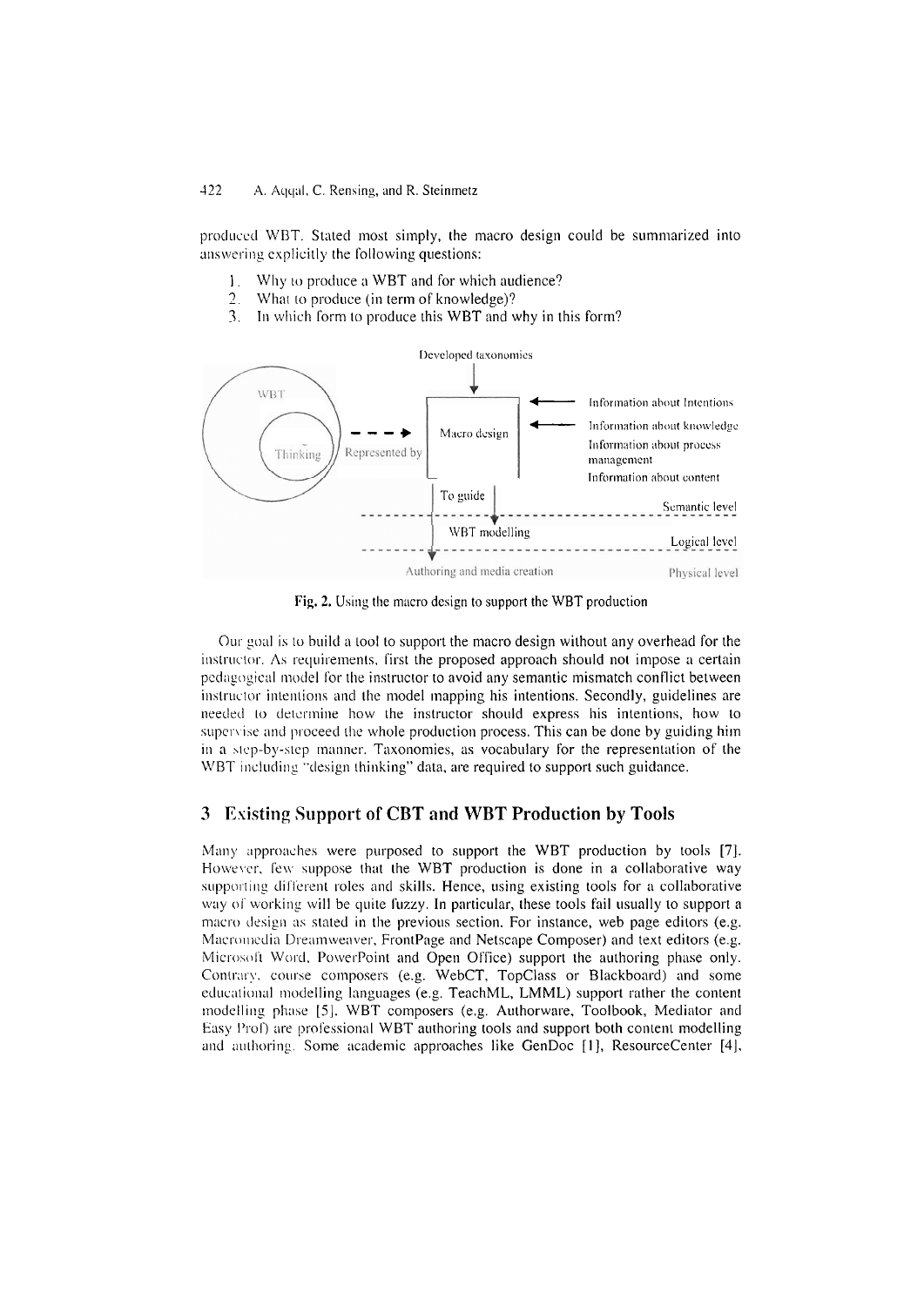produced WBT. Stated most simply, the macro design could be summarized into answering explicitly the following questions:

1. Why to produce a WBT and for which audience?
2. What to produce (in term of knowledge)?
3. In which form to produce this WBT and why in this form?

Fig. 2. Using the macro design to support the WBT production

Our goal is to build a tool to support the macro design without any overhead for the instructor. As requirements, first the proposed approach should not impose a certain pedagogical model for the instructor to avoid any semantic mismatch conflict between instructor intentions and the model mapping his intentions. Secondly, guidelines are needed to determine how the instructor should express his intentions, how to supervise and proceed the whole production process. This can be done by guiding him in a step-by-step manner. Taxonomies, as vocabulary for the representation of the WBT including "design thinking" data, are required to support such guidance.

## 3 Existing Support of CBT and WBT Production by Tools

Many approaches were purposed to support the WBT production by tools [7]. However, few suppose that the WBT production is done in a collaborative way supporting different roles and skills. Hence, using existing tools for a collaborative way of working will be quite fuzzy. In particular, these tools fail usually to support a macro design as stated in the previous section. For instance, web page editors (e.g. Macromedia Dreamweaver, FrontPage and Netscape Composer) and text editors (e.g. Microsoft Word, PowerPoint and Open Office) support the authoring phase only. Contrary, course composers (e.g. WebCT, TopClass or Blackboard) and some educational modelling languages (e.g. TeachML, LMML) support rather the content modelling phase [5]. WBT composers (e.g. Authorware, Toolbook, Mediator and Easy Prof) are professional WBT authoring tools and support both content modelling and authoring. Some academic approaches like GenDoc [1], ResourceCenter [4],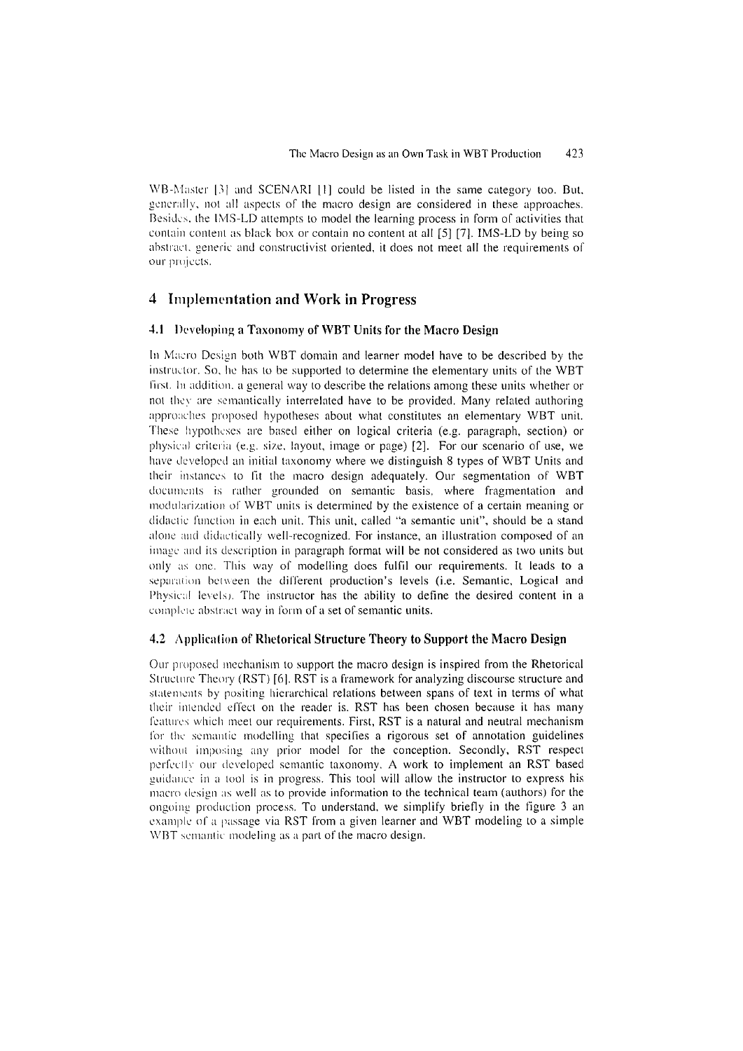WB-Master [3] and SCENARI [1] could be listed in the same category too. But, generally, not all aspects of the macro design are considered in these approaches. Besides, the IMS-LD attempts to model the learning process in form of activities that contain content as black box or contain no content at all [5] [7]. IMS-LD by being so abstract, generic and constructivist oriented, it does not meet all the requirements of our projects.

## 4 Implementation and Work in Progress

### 4.1 Developing a Taxonomy of WBT Units for the Macro Design

In Macro Design both WBT domain and learner model have to be described by the instructor. So, he has to be supported to determine the elementary units of the WBT first. In addition, a general way to describe the relations among these units whether or not they are semantically interrelated have to be provided. Many related authoring approaches proposed hypotheses about what constitutes an elementary WBT unit. These hypotheses are based either on logical criteria (e.g. paragraph, section) or physical criteria (e.g. size, layout, image or page) [2]. For our scenario of use, we have developed an initial taxonomy where we distinguish 8 types of WBT Units and their instances to fit the macro design adequately. Our segmentation of WBT documents is rather grounded on semantic basis, where fragmentation and modularization of WBT units is determined by the existence of a certain meaning or didactic function in each unit. This unit, called "a semantic unit", should be a stand alone and didactically well-recognized. For instance, an illustration composed of an image and its description in paragraph format will be not considered as two units but only as one. This way of modelling does fulfil our requirements. It leads to a separation between the different production's levels (i.e. Semantic, Logical and Physical levels). The instructor has the ability to define the desired content in a complete abstract way in form of a set of semantic units.

### 4.2 Application of Rhetorical Structure Theory to Support the Macro Design

Our proposed mechanism to support the macro design is inspired from the Rhetorical Structure Theory (RST) [6]. RST is a framework for analyzing discourse structure and statements by positing hierarchical relations between spans of text in terms of what their intended effect on the reader is. RST has been chosen because it has many features which meet our requirements. First, RST is a natural and neutral mechanism for the semantic modelling that specifies a rigorous set of annotation guidelines without imposing any prior model for the conception. Secondly, RST respect perfectly our developed semantic taxonomy. A work to implement an RST based guidance in a tool is in progress. This tool will allow the instructor to express his macro design as well as to provide information to the technical team (authors) for the ongoing production process. To understand, we simplify briefly in the figure 3 an example of a passage via RST from a given learner and WBT modeling to a simple WBT semantic modeling as a part of the macro design.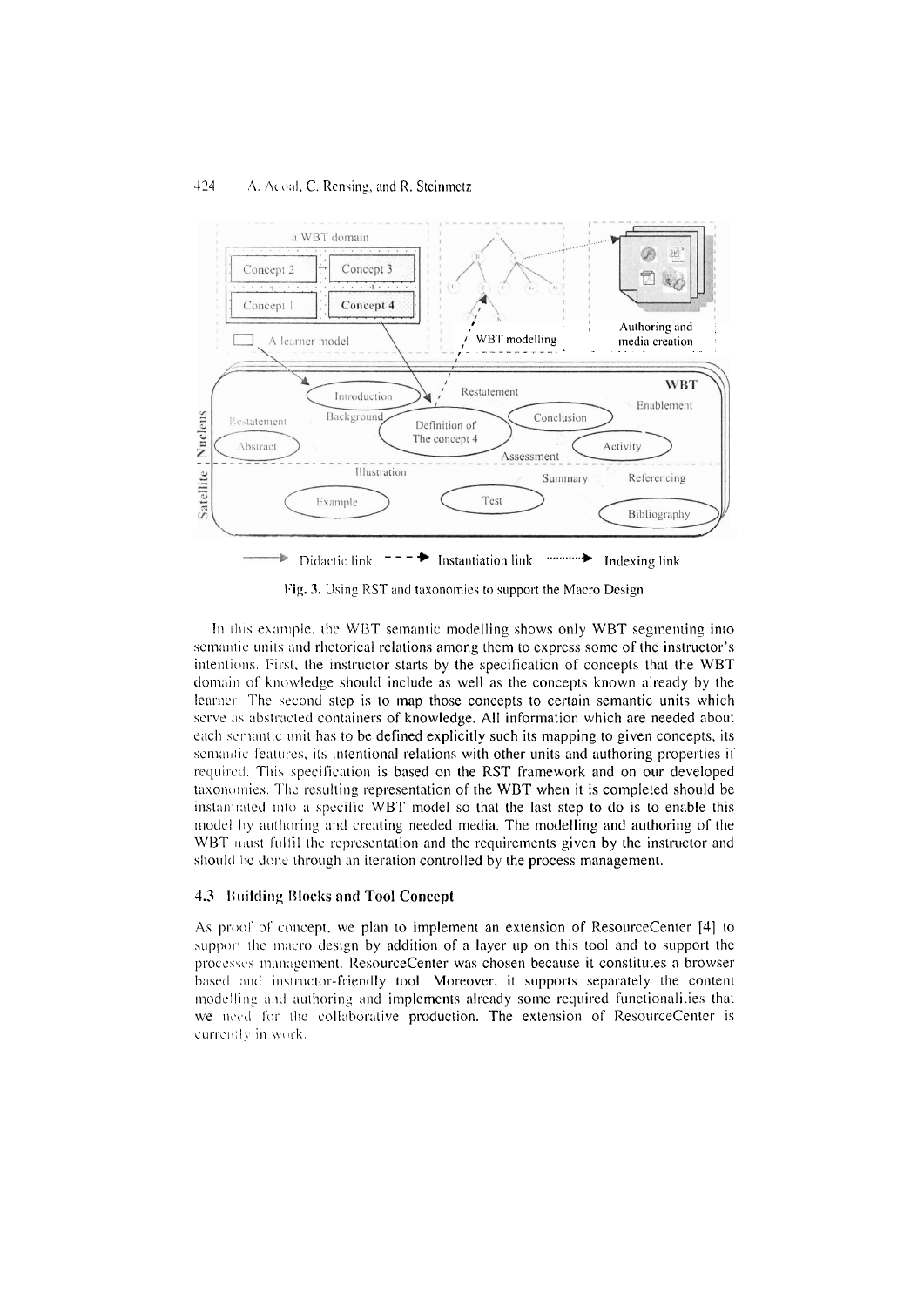a WBT domain

Concept 2

Concept 3

Concept 1

Concept 4

A learner model

WBT modelling

Authoring and media creation

WBT

Satellite | Nucleus

Introduction

Restatement

Enablement

Restatement

Background

Definition of The concept 4

Conclusion

Abstract

Activity

Assessment

Illustration

Summary

Referencing

Example

Test

Bibliography

Didactic link

Instantiation link

Indexing link

**Fig. 3.** Using RST and taxonomies to support the Macro Design

In this example, the WBT semantic modelling shows only WBT segmenting into semantic units and rhetorical relations among them to express some of the instructor's intentions. First, the instructor starts by the specification of concepts that the WBT domain of knowledge should include as well as the concepts known already by the learner. The second step is to map those concepts to certain semantic units which serve as abstracted containers of knowledge. All information which are needed about each semantic unit has to be defined explicitly such its mapping to given concepts, its semantic features, its intentional relations with other units and authoring properties if required. This specification is based on the RST framework and on our developed taxonomies. The resulting representation of the WBT when it is completed should be instantiated into a specific WBT model so that the last step to do is to enable this model by authoring and creating needed media. The modelling and authoring of the WBT must fulfil the representation and the requirements given by the instructor and should be done through an iteration controlled by the process management.

### 4.3 Building Blocks and Tool Concept

As proof of concept, we plan to implement an extension of ResourceCenter [4] to support the macro design by addition of a layer up on this tool and to support the processes management. ResourceCenter was chosen because it constitutes a browser based and instructor-friendly tool. Moreover, it supports separately the content modelling and authoring and implements already some required functionalities that we need for the collaborative production. The extension of ResourceCenter is currently in work.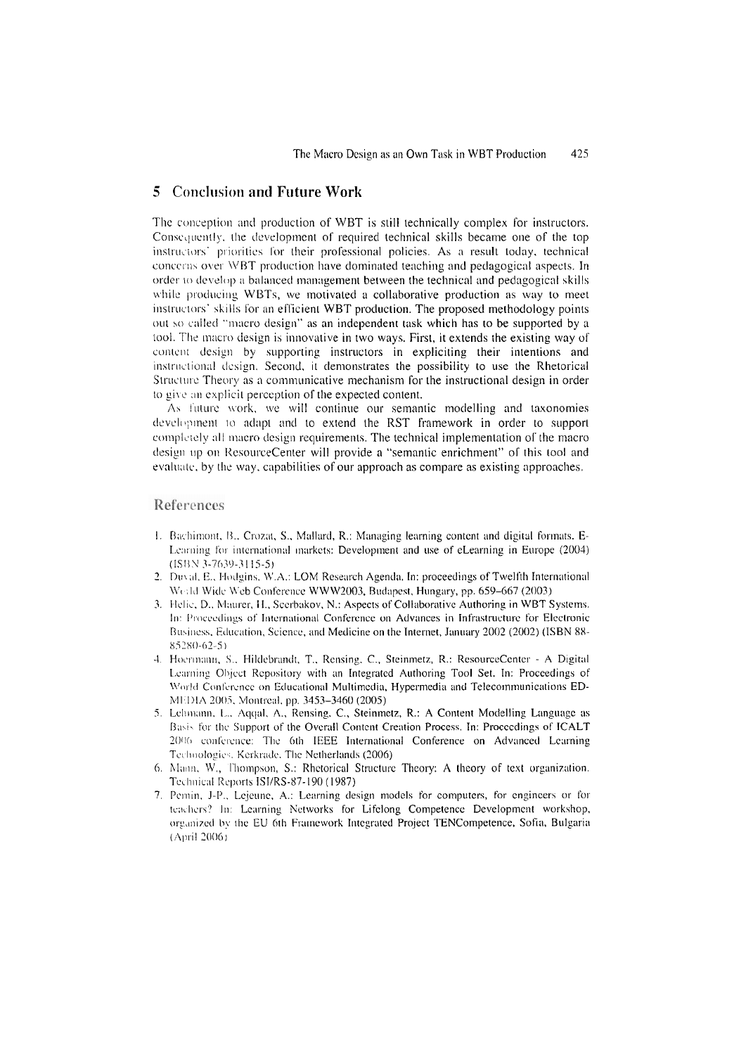## 5 Conclusion and Future Work

The conception and production of WBT is still technically complex for instructors. Consequently, the development of required technical skills became one of the top instructors' priorities for their professional policies. As a result today, technical concerns over WBT production have dominated teaching and pedagogical aspects. In order to develop a balanced management between the technical and pedagogical skills while producing WBTs, we motivated a collaborative production as way to meet instructors' skills for an efficient WBT production. The proposed methodology points out so called "macro design" as an independent task which has to be supported by a tool. The macro design is innovative in two ways. First, it extends the existing way of content design by supporting instructors in expliciting their intentions and instructional design. Second, it demonstrates the possibility to use the Rhetorical Structure Theory as a communicative mechanism for the instructional design in order to give an explicit perception of the expected content.

As future work, we will continue our semantic modelling and taxonomies development to adapt and to extend the RST framework in order to support completely all macro design requirements. The technical implementation of the macro design up on ResourceCenter will provide a "semantic enrichment" of this tool and evaluate, by the way, capabilities of our approach as compare as existing approaches.

## References

1. Bachimont, B., Crozat, S., Mallard, R.: Managing learning content and digital formats. E-Learning for international markets: Development and use of eLearning in Europe (2004) (ISBN 3-7639-3115-5)
2. Duval, E., Hodgins, W.A.: LOM Research Agenda. In: proceedings of Twelfth International World Wide Web Conference WWW2003, Budapest, Hungary, pp. 659–667 (2003)
3. Helic, D., Maurer, H., Scerbakov, N.: Aspects of Collaborative Authoring in WBT Systems. In: Proceedings of International Conference on Advances in Infrastructure for Electronic Business, Education, Science, and Medicine on the Internet, January 2002 (2002) (ISBN 88-85280-62-5)
4. Hoermann, S., Hildebrandt, T., Rensing, C., Steinmetz, R.: ResourceCenter - A Digital Learning Object Repository with an Integrated Authoring Tool Set. In: Proceedings of World Conference on Educational Multimedia, Hypermedia and Telecommunications ED-MEDIA 2005, Montreal, pp. 3453–3460 (2005)
5. Lehmann, L., Aqqal, A., Rensing, C., Steinmetz, R.: A Content Modelling Language as Basis for the Support of the Overall Content Creation Process. In: Proceedings of ICALT 2006 conference: The 6th IEEE International Conference on Advanced Learning Technologies, Kerkrade, The Netherlands (2006)
6. Mann, W., Thompson, S.: Rhetorical Structure Theory: A theory of text organization. Technical Reports ISI/RS-87-190 (1987)
7. Pernin, J-P., Lejeune, A.: Learning design models for computers, for engineers or for teachers? In: Learning Networks for Lifelong Competence Development workshop, organized by the EU 6th Framework Integrated Project TENCompetence, Sofia, Bulgaria (April 2006)